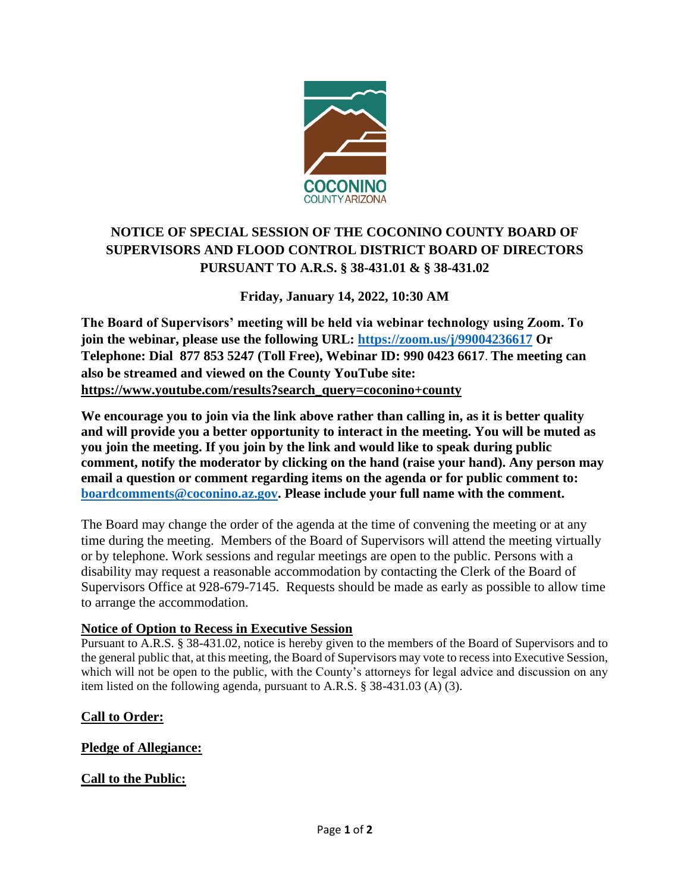# NOTICE OF SPECIAL SESSION OF THE COCONINO COUNTY BOARD OF SUPERVISORS AND FLOOD CONTROL DISTRICT BOARD OF DIRECTORS PURSUANT TO A.R.S. § 38-431.01 & § 38-431.02

**Friday, January 14, 2022, 10:30 AM**

**The Board of Supervisors' meeting will be held via webinar technology using Zoom. To join the webinar, please use the following URL: https://zoom.us/j/99004236617 Or Telephone: Dial 877 853 5247 (Toll Free), Webinar ID: 990 0423 6617. The meeting can also be streamed and viewed on the County YouTube site: https://www.youtube.com/results?search_query=coconino+county**

**We encourage you to join via the link above rather than calling in, as it is better quality and will provide you a better opportunity to interact in the meeting. You will be muted as you join the meeting. If you join by the link and would like to speak during public comment, notify the moderator by clicking on the hand (raise your hand). Any person may email a question or comment regarding items on the agenda or for public comment to: boardcomments@coconino.az.gov. Please include your full name with the comment.**

The Board may change the order of the agenda at the time of convening the meeting or at any time during the meeting. Members of the Board of Supervisors will attend the meeting virtually or by telephone. Work sessions and regular meetings are open to the public. Persons with a disability may request a reasonable accommodation by contacting the Clerk of the Board of Supervisors Office at 928-679-7145. Requests should be made as early as possible to allow time to arrange the accommodation.

**Notice of Option to Recess in Executive Session**

Pursuant to A.R.S. § 38-431.02, notice is hereby given to the members of the Board of Supervisors and to the general public that, at this meeting, the Board of Supervisors may vote to recess into Executive Session, which will not be open to the public, with the County's attorneys for legal advice and discussion on any item listed on the following agenda, pursuant to A.R.S. § 38-431.03 (A) (3).

**Call to Order:**

**Pledge of Allegiance:**

**Call to the Public:**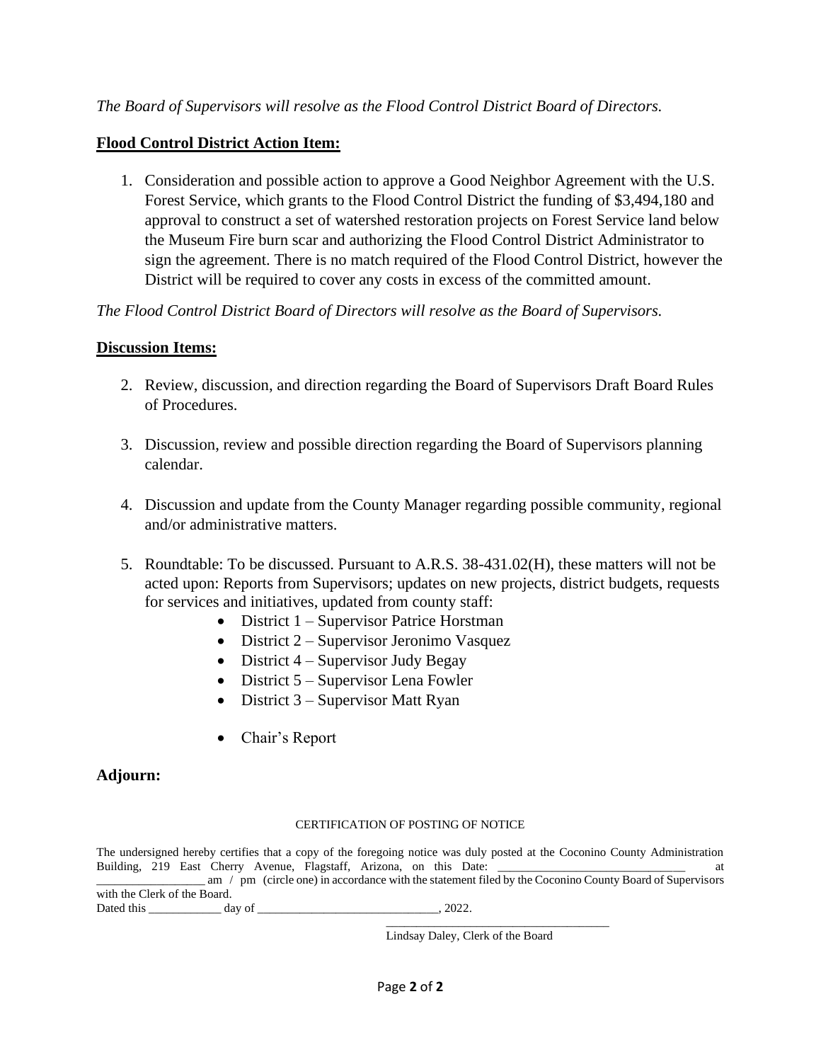*The Board of Supervisors will resolve as the Flood Control District Board of Directors.*

**Flood Control District Action Item:**

1. Consideration and possible action to approve a Good Neighbor Agreement with the U.S. Forest Service, which grants to the Flood Control District the funding of $3,494,180 and approval to construct a set of watershed restoration projects on Forest Service land below the Museum Fire burn scar and authorizing the Flood Control District Administrator to sign the agreement. There is no match required of the Flood Control District, however the District will be required to cover any costs in excess of the committed amount.

*The Flood Control District Board of Directors will resolve as the Board of Supervisors.*

**Discussion Items:**

2. Review, discussion, and direction regarding the Board of Supervisors Draft Board Rules of Procedures.

3. Discussion, review and possible direction regarding the Board of Supervisors planning calendar.

4. Discussion and update from the County Manager regarding possible community, regional and/or administrative matters.

5. Roundtable: To be discussed. Pursuant to A.R.S. 38-431.02(H), these matters will not be acted upon: Reports from Supervisors; updates on new projects, district budgets, requests for services and initiatives, updated from county staff:
    - District 1 – Supervisor Patrice Horstman
    - District 2 – Supervisor Jeronimo Vasquez
    - District 4 – Supervisor Judy Begay
    - District 5 – Supervisor Lena Fowler
    - District 3 – Supervisor Matt Ryan
    - Chair's Report

**Adjourn:**

CERTIFICATION OF POSTING OF NOTICE

The undersigned hereby certifies that a copy of the foregoing notice was duly posted at the Coconino County Administration Building, 219 East Cherry Avenue, Flagstaff, Arizona, on this Date: ______________________________ at __________________ am / pm (circle one) in accordance with the statement filed by the Coconino County Board of Supervisors with the Clerk of the Board.

Dated this ____________ day of _____________________________, 2022.

____________________________________
Lindsay Daley, Clerk of the Board